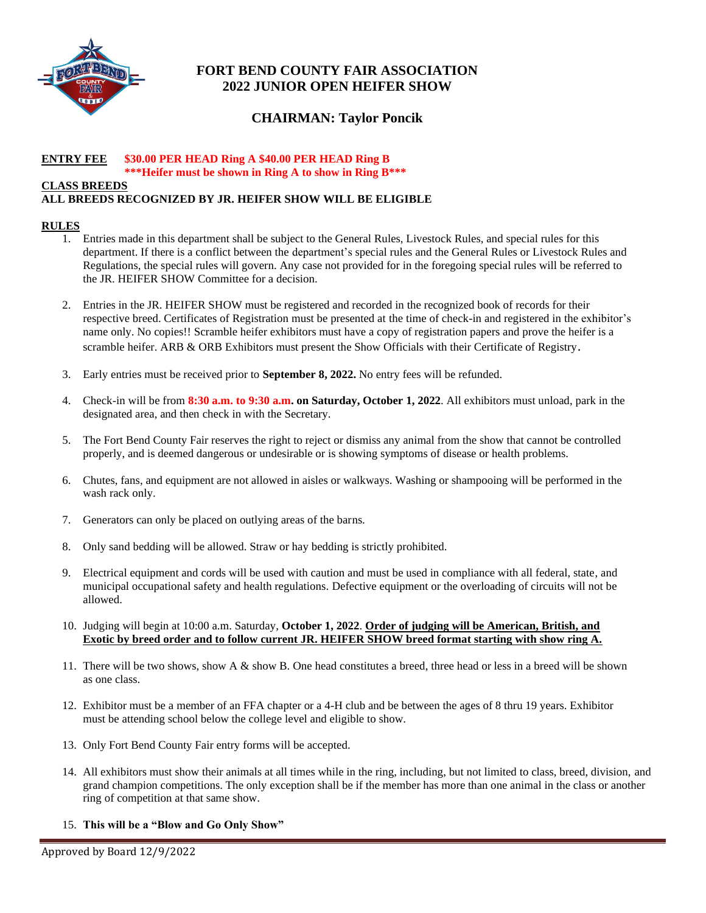# FORT BEND COUNTY FAIR ASSOCIATION
# 2022 JUNIOR OPEN HEIFER SHOW

## CHAIRMAN: Taylor Poncik

**ENTRY FEE** **$30.00 PER HEAD Ring A $40.00 PER HEAD Ring B**
**\*\*\*Heifer must be shown in Ring A to show in Ring B\*\*\***

**CLASS BREEDS**
**ALL BREEDS RECOGNIZED BY JR. HEIFER SHOW WILL BE ELIGIBLE**

**RULES**

1. Entries made in this department shall be subject to the General Rules, Livestock Rules, and special rules for this department. If there is a conflict between the department's special rules and the General Rules or Livestock Rules and Regulations, the special rules will govern. Any case not provided for in the foregoing special rules will be referred to the JR. HEIFER SHOW Committee for a decision.

2. Entries in the JR. HEIFER SHOW must be registered and recorded in the recognized book of records for their respective breed. Certificates of Registration must be presented at the time of check-in and registered in the exhibitor's name only. No copies!! Scramble heifer exhibitors must have a copy of registration papers and prove the heifer is a scramble heifer. ARB & ORB Exhibitors must present the Show Officials with their Certificate of Registry.

3. Early entries must be received prior to **September 8, 2022.** No entry fees will be refunded.

4. Check-in will be from **8:30 a.m. to 9:30 a.m. on Saturday, October 1, 2022**. All exhibitors must unload, park in the designated area, and then check in with the Secretary.

5. The Fort Bend County Fair reserves the right to reject or dismiss any animal from the show that cannot be controlled properly, and is deemed dangerous or undesirable or is showing symptoms of disease or health problems.

6. Chutes, fans, and equipment are not allowed in aisles or walkways. Washing or shampooing will be performed in the wash rack only.

7. Generators can only be placed on outlying areas of the barns.

8. Only sand bedding will be allowed. Straw or hay bedding is strictly prohibited.

9. Electrical equipment and cords will be used with caution and must be used in compliance with all federal, state, and municipal occupational safety and health regulations. Defective equipment or the overloading of circuits will not be allowed.

10. Judging will begin at 10:00 a.m. Saturday, **October 1, 2022**. **Order of judging will be American, British, and Exotic by breed order and to follow current JR. HEIFER SHOW breed format starting with show ring A.**

11. There will be two shows, show A & show B. One head constitutes a breed, three head or less in a breed will be shown as one class.

12. Exhibitor must be a member of an FFA chapter or a 4-H club and be between the ages of 8 thru 19 years. Exhibitor must be attending school below the college level and eligible to show.

13. Only Fort Bend County Fair entry forms will be accepted.

14. All exhibitors must show their animals at all times while in the ring, including, but not limited to class, breed, division, and grand champion competitions. The only exception shall be if the member has more than one animal in the class or another ring of competition at that same show.

15. **This will be a "Blow and Go Only Show"**

Approved by Board 12/9/2022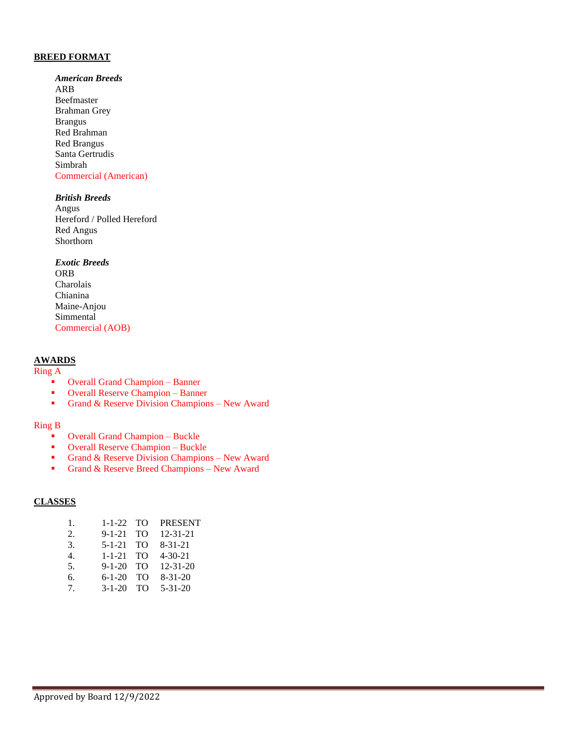## BREED FORMAT

***American Breeds***
ARB
Beefmaster
Brahman Grey
Brangus
Red Brahman
Red Brangus
Santa Gertrudis
Simbrah
Commercial (American)

***British Breeds***
Angus
Hereford / Polled Hereford
Red Angus
Shorthorn

***Exotic Breeds***
ORB
Charolais
Chianina
Maine-Anjou
Simmental
Commercial (AOB)

## AWARDS

Ring A

- Overall Grand Champion – Banner
- Overall Reserve Champion – Banner
- Grand & Reserve Division Champions – New Award

Ring B

- Overall Grand Champion – Buckle
- Overall Reserve Champion – Buckle
- Grand & Reserve Division Champions – New Award
- Grand & Reserve Breed Champions – New Award

## CLASSES

| | | | |
|---|---|---|---|
| 1. | 1-1-22 | TO | PRESENT |
| 2. | 9-1-21 | TO | 12-31-21 |
| 3. | 5-1-21 | TO | 8-31-21 |
| 4. | 1-1-21 | TO | 4-30-21 |
| 5. | 9-1-20 | TO | 12-31-20 |
| 6. | 6-1-20 | TO | 8-31-20 |
| 7. | 3-1-20 | TO | 5-31-20 |

Approved by Board 12/9/2022